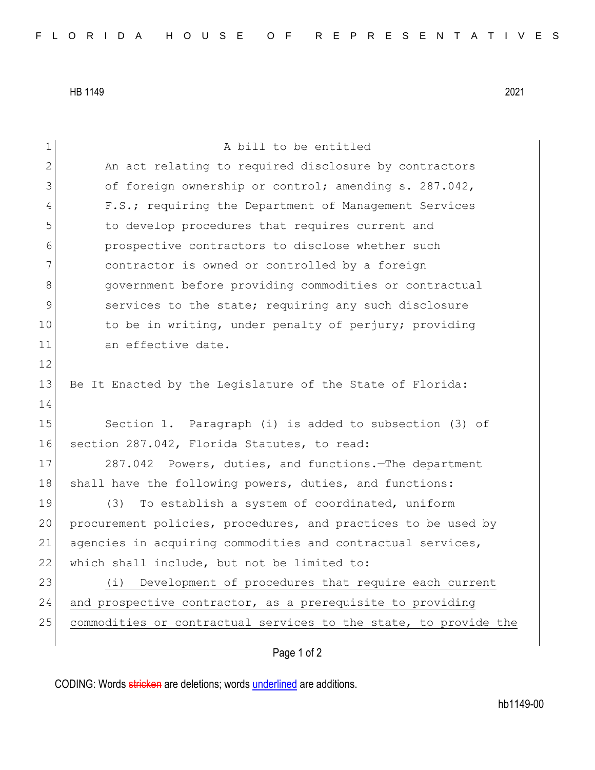HB 1149 2021

A bill to be entitled

An act relating to required disclosure by contractors of foreign ownership or control; amending s. 287.042, F.S.; requiring the Department of Management Services to develop procedures that requires current and prospective contractors to disclose whether such contractor is owned or controlled by a foreign government before providing commodities or contractual services to the state; requiring any such disclosure to be in writing, under penalty of perjury; providing an effective date.

Be It Enacted by the Legislature of the State of Florida:

Section 1. Paragraph (i) is added to subsection (3) of section 287.042, Florida Statutes, to read:

287.042 Powers, duties, and functions.—The department shall have the following powers, duties, and functions:

(3) To establish a system of coordinated, uniform procurement policies, procedures, and practices to be used by agencies in acquiring commodities and contractual services, which shall include, but not be limited to:

<u>(i) Development of procedures that require each current and prospective contractor, as a prerequisite to providing commodities or contractual services to the state, to provide the</u>

CODING: Words ~~stricken~~ are deletions; words <u>underlined</u> are additions.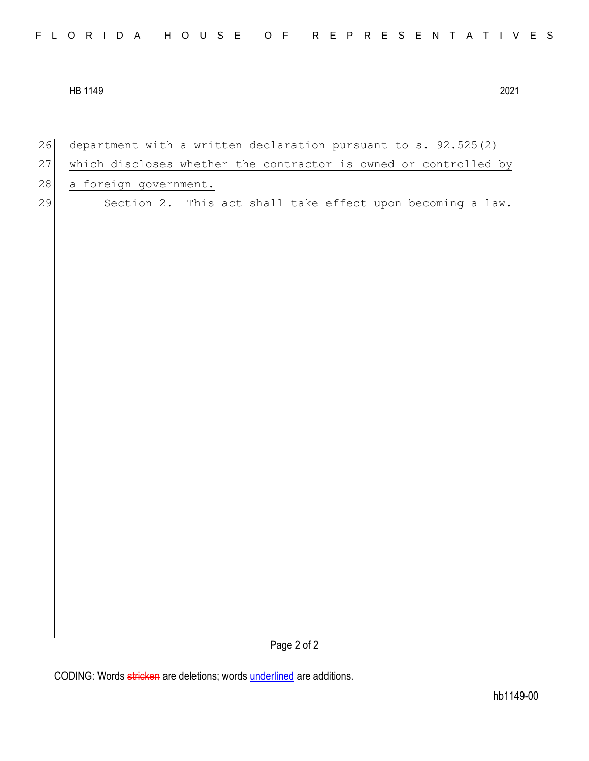26 department with a written declaration pursuant to s. 92.525(2)
27 which discloses whether the contractor is owned or controlled by
28 a foreign government.
29 Section 2. This act shall take effect upon becoming a law.

CODING: Words stricken are deletions; words underlined are additions.